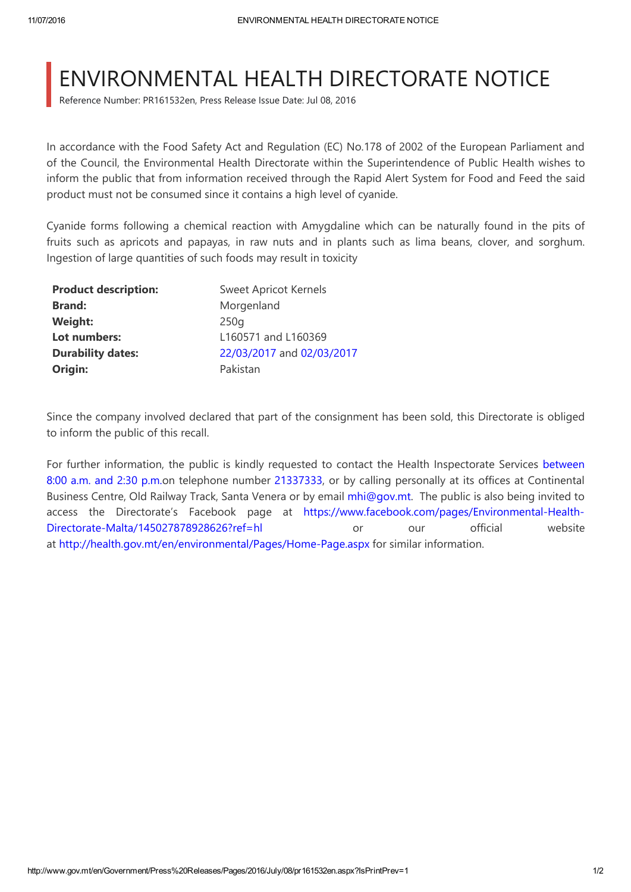# ENVIRONMENTAL HEALTH DIRECTORATE NOTICE

Reference Number: PR161532en, Press Release Issue Date: Jul 08, 2016

In accordance with the Food Safety Act and Regulation (EC) No.178 of 2002 of the European Parliament and of the Council, the Environmental Health Directorate within the Superintendence of Public Health wishes to inform the public that from information received through the Rapid Alert System for Food and Feed the said product must not be consumed since it contains a high level of cyanide.

Cyanide forms following a chemical reaction with Amygdaline which can be naturally found in the pits of fruits such as apricots and papayas, in raw nuts and in plants such as lima beans, clover, and sorghum. Ingestion of large quantities of such foods may result in toxicity

| | |
|---|---|
| **Product description:** | Sweet Apricot Kernels |
| **Brand:** | Morgenland |
| **Weight:** | 250g |
| **Lot numbers:** | L160571 and L160369 |
| **Durability dates:** | 22/03/2017 and 02/03/2017 |
| **Origin:** | Pakistan |

Since the company involved declared that part of the consignment has been sold, this Directorate is obliged to inform the public of this recall.

For further information, the public is kindly requested to contact the Health Inspectorate Services between 8:00 a.m. and 2:30 p.m.on telephone number 21337333, or by calling personally at its offices at Continental Business Centre, Old Railway Track, Santa Venera or by email mhi@gov.mt. The public is also being invited to access the Directorate's Facebook page at https://www.facebook.com/pages/Environmental-Health-Directorate-Malta/145027878928626?ref=hl or our official website at http://health.gov.mt/en/environmental/Pages/Home-Page.aspx for similar information.